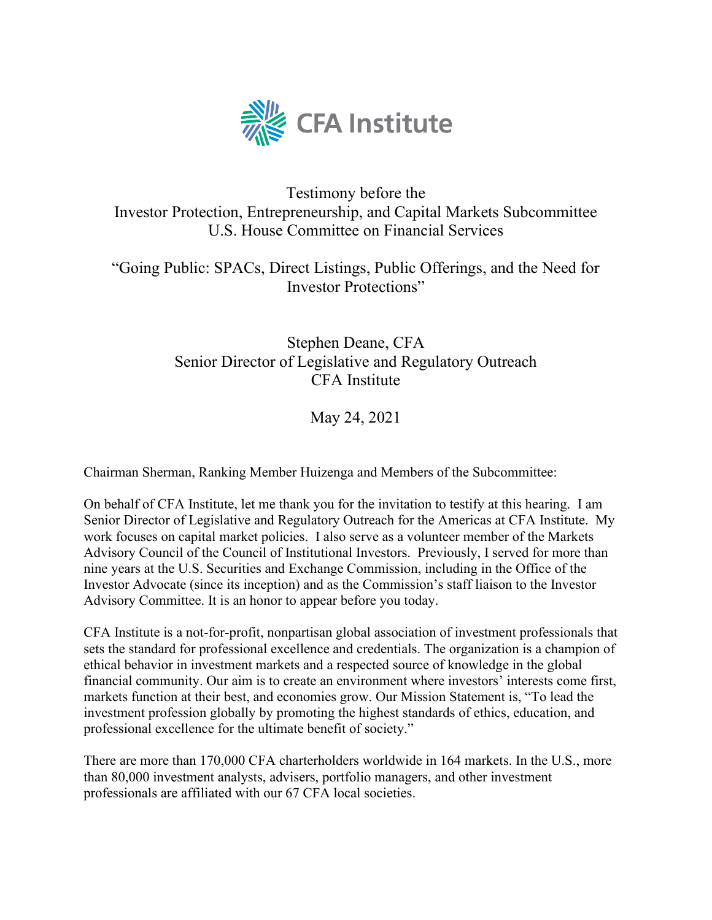CFA Institute

Testimony before the
Investor Protection, Entrepreneurship, and Capital Markets Subcommittee
U.S. House Committee on Financial Services

"Going Public: SPACs, Direct Listings, Public Offerings, and the Need for Investor Protections"

Stephen Deane, CFA
Senior Director of Legislative and Regulatory Outreach
CFA Institute

May 24, 2021

Chairman Sherman, Ranking Member Huizenga and Members of the Subcommittee:

On behalf of CFA Institute, let me thank you for the invitation to testify at this hearing. I am Senior Director of Legislative and Regulatory Outreach for the Americas at CFA Institute. My work focuses on capital market policies. I also serve as a volunteer member of the Markets Advisory Council of the Council of Institutional Investors. Previously, I served for more than nine years at the U.S. Securities and Exchange Commission, including in the Office of the Investor Advocate (since its inception) and as the Commission's staff liaison to the Investor Advisory Committee. It is an honor to appear before you today.

CFA Institute is a not-for-profit, nonpartisan global association of investment professionals that sets the standard for professional excellence and credentials. The organization is a champion of ethical behavior in investment markets and a respected source of knowledge in the global financial community. Our aim is to create an environment where investors' interests come first, markets function at their best, and economies grow. Our Mission Statement is, "To lead the investment profession globally by promoting the highest standards of ethics, education, and professional excellence for the ultimate benefit of society."

There are more than 170,000 CFA charterholders worldwide in 164 markets. In the U.S., more than 80,000 investment analysts, advisers, portfolio managers, and other investment professionals are affiliated with our 67 CFA local societies.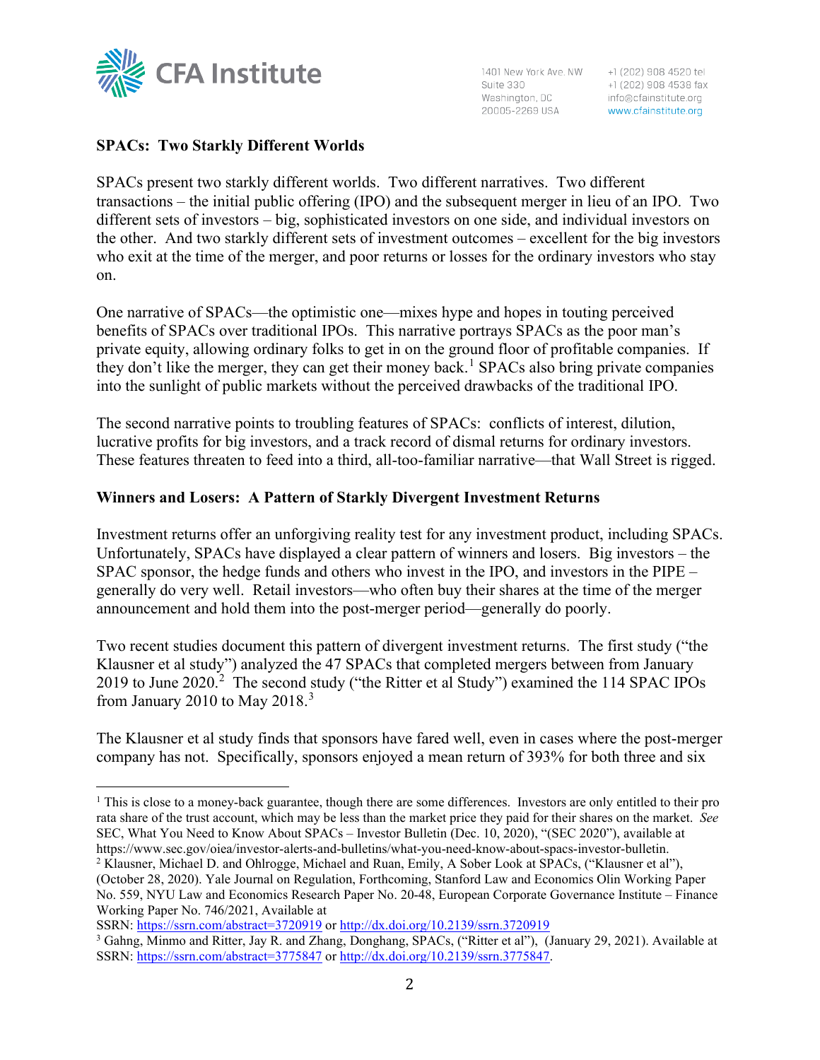## SPACs: Two Starkly Different Worlds

SPACs present two starkly different worlds. Two different narratives. Two different transactions – the initial public offering (IPO) and the subsequent merger in lieu of an IPO. Two different sets of investors – big, sophisticated investors on one side, and individual investors on the other. And two starkly different sets of investment outcomes – excellent for the big investors who exit at the time of the merger, and poor returns or losses for the ordinary investors who stay on.

One narrative of SPACs—the optimistic one—mixes hype and hopes in touting perceived benefits of SPACs over traditional IPOs. This narrative portrays SPACs as the poor man's private equity, allowing ordinary folks to get in on the ground floor of profitable companies. If they don't like the merger, they can get their money back.[1] SPACs also bring private companies into the sunlight of public markets without the perceived drawbacks of the traditional IPO.

The second narrative points to troubling features of SPACs: conflicts of interest, dilution, lucrative profits for big investors, and a track record of dismal returns for ordinary investors. These features threaten to feed into a third, all-too-familiar narrative—that Wall Street is rigged.

## Winners and Losers: A Pattern of Starkly Divergent Investment Returns

Investment returns offer an unforgiving reality test for any investment product, including SPACs. Unfortunately, SPACs have displayed a clear pattern of winners and losers. Big investors – the SPAC sponsor, the hedge funds and others who invest in the IPO, and investors in the PIPE – generally do very well. Retail investors—who often buy their shares at the time of the merger announcement and hold them into the post-merger period—generally do poorly.

Two recent studies document this pattern of divergent investment returns. The first study ("the Klausner et al study") analyzed the 47 SPACs that completed mergers between from January 2019 to June 2020.[2] The second study ("the Ritter et al Study") examined the 114 SPAC IPOs from January 2010 to May 2018.[3]

The Klausner et al study finds that sponsors have fared well, even in cases where the post-merger company has not. Specifically, sponsors enjoyed a mean return of 393% for both three and six

---

[1] This is close to a money-back guarantee, though there are some differences. Investors are only entitled to their pro rata share of the trust account, which may be less than the market price they paid for their shares on the market. *See* SEC, What You Need to Know About SPACs – Investor Bulletin (Dec. 10, 2020), "(SEC 2020"), available at https://www.sec.gov/oiea/investor-alerts-and-bulletins/what-you-need-know-about-spacs-investor-bulletin.

[2] Klausner, Michael D. and Ohlrogge, Michael and Ruan, Emily, A Sober Look at SPACs, ("Klausner et al"), (October 28, 2020). Yale Journal on Regulation, Forthcoming, Stanford Law and Economics Olin Working Paper No. 559, NYU Law and Economics Research Paper No. 20-48, European Corporate Governance Institute – Finance Working Paper No. 746/2021, Available at SSRN: https://ssrn.com/abstract=3720919 or http://dx.doi.org/10.2139/ssrn.3720919

[3] Gahng, Minmo and Ritter, Jay R. and Zhang, Donghang, SPACs, ("Ritter et al"), (January 29, 2021). Available at SSRN: https://ssrn.com/abstract=3775847 or http://dx.doi.org/10.2139/ssrn.3775847.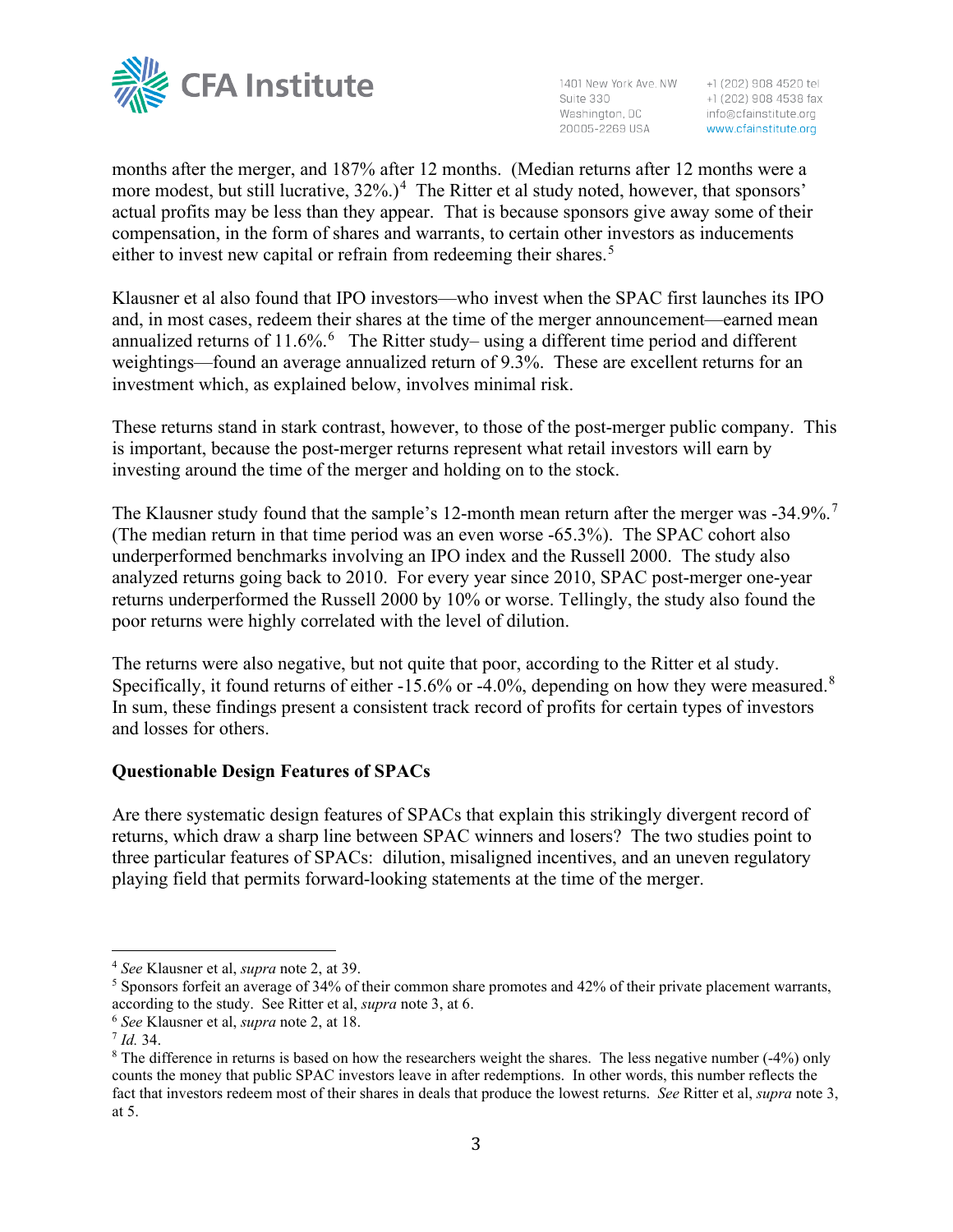months after the merger, and 187% after 12 months. (Median returns after 12 months were a more modest, but still lucrative, 32%.)[4] The Ritter et al study noted, however, that sponsors' actual profits may be less than they appear. That is because sponsors give away some of their compensation, in the form of shares and warrants, to certain other investors as inducements either to invest new capital or refrain from redeeming their shares.[5]

Klausner et al also found that IPO investors—who invest when the SPAC first launches its IPO and, in most cases, redeem their shares at the time of the merger announcement—earned mean annualized returns of 11.6%.[6] The Ritter study– using a different time period and different weightings—found an average annualized return of 9.3%. These are excellent returns for an investment which, as explained below, involves minimal risk.

These returns stand in stark contrast, however, to those of the post-merger public company. This is important, because the post-merger returns represent what retail investors will earn by investing around the time of the merger and holding on to the stock.

The Klausner study found that the sample's 12-month mean return after the merger was -34.9%.[7] (The median return in that time period was an even worse -65.3%). The SPAC cohort also underperformed benchmarks involving an IPO index and the Russell 2000. The study also analyzed returns going back to 2010. For every year since 2010, SPAC post-merger one-year returns underperformed the Russell 2000 by 10% or worse. Tellingly, the study also found the poor returns were highly correlated with the level of dilution.

The returns were also negative, but not quite that poor, according to the Ritter et al study. Specifically, it found returns of either -15.6% or -4.0%, depending on how they were measured.[8] In sum, these findings present a consistent track record of profits for certain types of investors and losses for others.

**Questionable Design Features of SPACs**

Are there systematic design features of SPACs that explain this strikingly divergent record of returns, which draw a sharp line between SPAC winners and losers? The two studies point to three particular features of SPACs: dilution, misaligned incentives, and an uneven regulatory playing field that permits forward-looking statements at the time of the merger.

---

[4] *See* Klausner et al, *supra* note 2, at 39.

[5] Sponsors forfeit an average of 34% of their common share promotes and 42% of their private placement warrants, according to the study. See Ritter et al, *supra* note 3, at 6.

[6] *See* Klausner et al, *supra* note 2, at 18.

[7] *Id.* 34.

[8] The difference in returns is based on how the researchers weight the shares. The less negative number (-4%) only counts the money that public SPAC investors leave in after redemptions. In other words, this number reflects the fact that investors redeem most of their shares in deals that produce the lowest returns. *See* Ritter et al, *supra* note 3, at 5.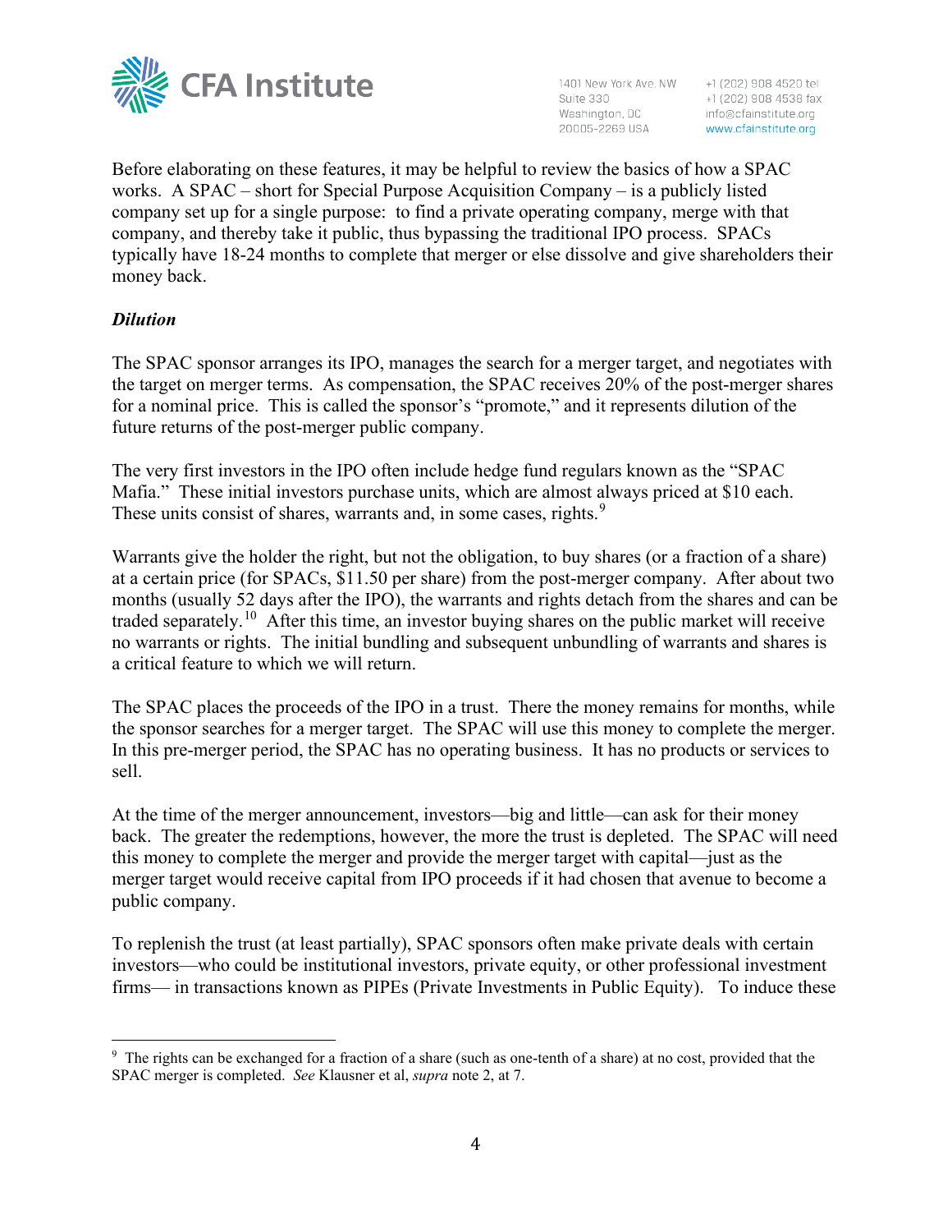Before elaborating on these features, it may be helpful to review the basics of how a SPAC works. A SPAC – short for Special Purpose Acquisition Company – is a publicly listed company set up for a single purpose: to find a private operating company, merge with that company, and thereby take it public, thus bypassing the traditional IPO process. SPACs typically have 18-24 months to complete that merger or else dissolve and give shareholders their money back.

***Dilution***

The SPAC sponsor arranges its IPO, manages the search for a merger target, and negotiates with the target on merger terms. As compensation, the SPAC receives 20% of the post-merger shares for a nominal price. This is called the sponsor's "promote," and it represents dilution of the future returns of the post-merger public company.

The very first investors in the IPO often include hedge fund regulars known as the "SPAC Mafia." These initial investors purchase units, which are almost always priced at $10 each. These units consist of shares, warrants and, in some cases, rights.[9]

Warrants give the holder the right, but not the obligation, to buy shares (or a fraction of a share) at a certain price (for SPACs, $11.50 per share) from the post-merger company. After about two months (usually 52 days after the IPO), the warrants and rights detach from the shares and can be traded separately.[10] After this time, an investor buying shares on the public market will receive no warrants or rights. The initial bundling and subsequent unbundling of warrants and shares is a critical feature to which we will return.

The SPAC places the proceeds of the IPO in a trust. There the money remains for months, while the sponsor searches for a merger target. The SPAC will use this money to complete the merger. In this pre-merger period, the SPAC has no operating business. It has no products or services to sell.

At the time of the merger announcement, investors—big and little—can ask for their money back. The greater the redemptions, however, the more the trust is depleted. The SPAC will need this money to complete the merger and provide the merger target with capital—just as the merger target would receive capital from IPO proceeds if it had chosen that avenue to become a public company.

To replenish the trust (at least partially), SPAC sponsors often make private deals with certain investors—who could be institutional investors, private equity, or other professional investment firms— in transactions known as PIPEs (Private Investments in Public Equity). To induce these

---

[9] The rights can be exchanged for a fraction of a share (such as one-tenth of a share) at no cost, provided that the SPAC merger is completed. *See* Klausner et al, *supra* note 2, at 7.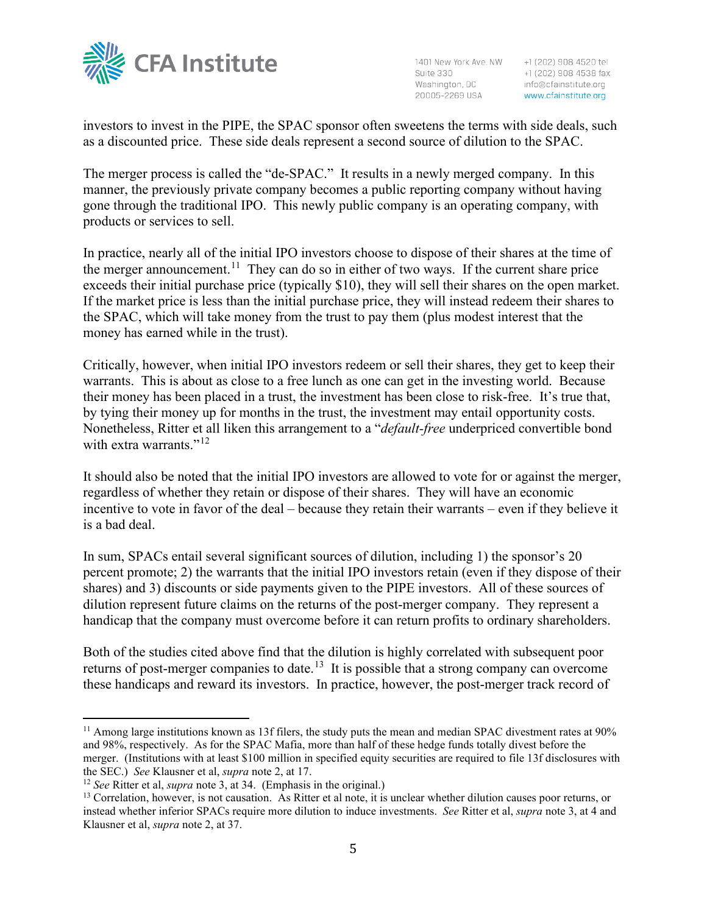investors to invest in the PIPE, the SPAC sponsor often sweetens the terms with side deals, such as a discounted price. These side deals represent a second source of dilution to the SPAC.

The merger process is called the "de-SPAC." It results in a newly merged company. In this manner, the previously private company becomes a public reporting company without having gone through the traditional IPO. This newly public company is an operating company, with products or services to sell.

In practice, nearly all of the initial IPO investors choose to dispose of their shares at the time of the merger announcement.[11] They can do so in either of two ways. If the current share price exceeds their initial purchase price (typically $10), they will sell their shares on the open market. If the market price is less than the initial purchase price, they will instead redeem their shares to the SPAC, which will take money from the trust to pay them (plus modest interest that the money has earned while in the trust).

Critically, however, when initial IPO investors redeem or sell their shares, they get to keep their warrants. This is about as close to a free lunch as one can get in the investing world. Because their money has been placed in a trust, the investment has been close to risk-free. It's true that, by tying their money up for months in the trust, the investment may entail opportunity costs. Nonetheless, Ritter et all liken this arrangement to a "*default-free* underpriced convertible bond with extra warrants."[12]

It should also be noted that the initial IPO investors are allowed to vote for or against the merger, regardless of whether they retain or dispose of their shares. They will have an economic incentive to vote in favor of the deal – because they retain their warrants – even if they believe it is a bad deal.

In sum, SPACs entail several significant sources of dilution, including 1) the sponsor's 20 percent promote; 2) the warrants that the initial IPO investors retain (even if they dispose of their shares) and 3) discounts or side payments given to the PIPE investors. All of these sources of dilution represent future claims on the returns of the post-merger company. They represent a handicap that the company must overcome before it can return profits to ordinary shareholders.

Both of the studies cited above find that the dilution is highly correlated with subsequent poor returns of post-merger companies to date.[13] It is possible that a strong company can overcome these handicaps and reward its investors. In practice, however, the post-merger track record of

---

[11] Among large institutions known as 13f filers, the study puts the mean and median SPAC divestment rates at 90% and 98%, respectively. As for the SPAC Mafia, more than half of these hedge funds totally divest before the merger. (Institutions with at least $100 million in specified equity securities are required to file 13f disclosures with the SEC.) *See* Klausner et al, *supra* note 2, at 17.

[12] *See* Ritter et al, *supra* note 3, at 34. (Emphasis in the original.)

[13] Correlation, however, is not causation. As Ritter et al note, it is unclear whether dilution causes poor returns, or instead whether inferior SPACs require more dilution to induce investments. *See* Ritter et al, *supra* note 3, at 4 and Klausner et al, *supra* note 2, at 37.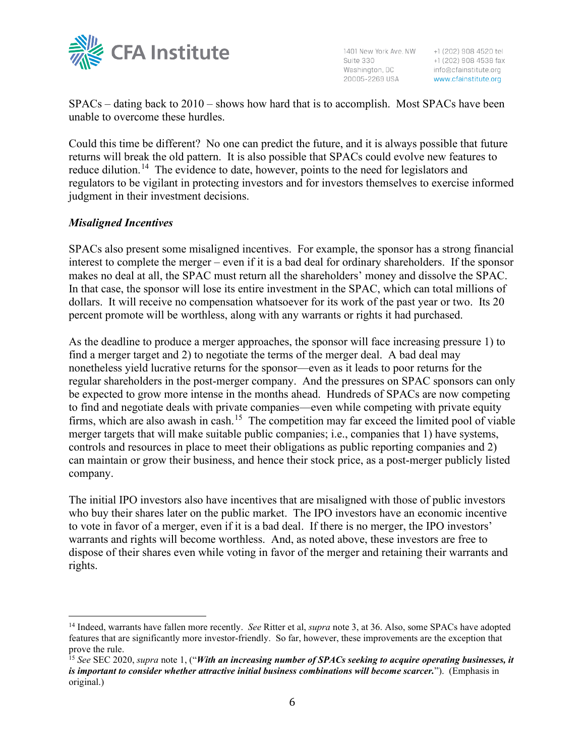SPACs – dating back to 2010 – shows how hard that is to accomplish. Most SPACs have been unable to overcome these hurdles.

Could this time be different? No one can predict the future, and it is always possible that future returns will break the old pattern. It is also possible that SPACs could evolve new features to reduce dilution.[14] The evidence to date, however, points to the need for legislators and regulators to be vigilant in protecting investors and for investors themselves to exercise informed judgment in their investment decisions.

***Misaligned Incentives***

SPACs also present some misaligned incentives. For example, the sponsor has a strong financial interest to complete the merger – even if it is a bad deal for ordinary shareholders. If the sponsor makes no deal at all, the SPAC must return all the shareholders' money and dissolve the SPAC. In that case, the sponsor will lose its entire investment in the SPAC, which can total millions of dollars. It will receive no compensation whatsoever for its work of the past year or two. Its 20 percent promote will be worthless, along with any warrants or rights it had purchased.

As the deadline to produce a merger approaches, the sponsor will face increasing pressure 1) to find a merger target and 2) to negotiate the terms of the merger deal. A bad deal may nonetheless yield lucrative returns for the sponsor—even as it leads to poor returns for the regular shareholders in the post-merger company. And the pressures on SPAC sponsors can only be expected to grow more intense in the months ahead. Hundreds of SPACs are now competing to find and negotiate deals with private companies—even while competing with private equity firms, which are also awash in cash.[15] The competition may far exceed the limited pool of viable merger targets that will make suitable public companies; i.e., companies that 1) have systems, controls and resources in place to meet their obligations as public reporting companies and 2) can maintain or grow their business, and hence their stock price, as a post-merger publicly listed company.

The initial IPO investors also have incentives that are misaligned with those of public investors who buy their shares later on the public market. The IPO investors have an economic incentive to vote in favor of a merger, even if it is a bad deal. If there is no merger, the IPO investors' warrants and rights will become worthless. And, as noted above, these investors are free to dispose of their shares even while voting in favor of the merger and retaining their warrants and rights.

---

[14] Indeed, warrants have fallen more recently. *See* Ritter et al, *supra* note 3, at 36. Also, some SPACs have adopted features that are significantly more investor-friendly. So far, however, these improvements are the exception that prove the rule.

[15] *See* SEC 2020, *supra* note 1, ("***With an increasing number of SPACs seeking to acquire operating businesses, it is important to consider whether attractive initial business combinations will become scarcer.***"). (Emphasis in original.)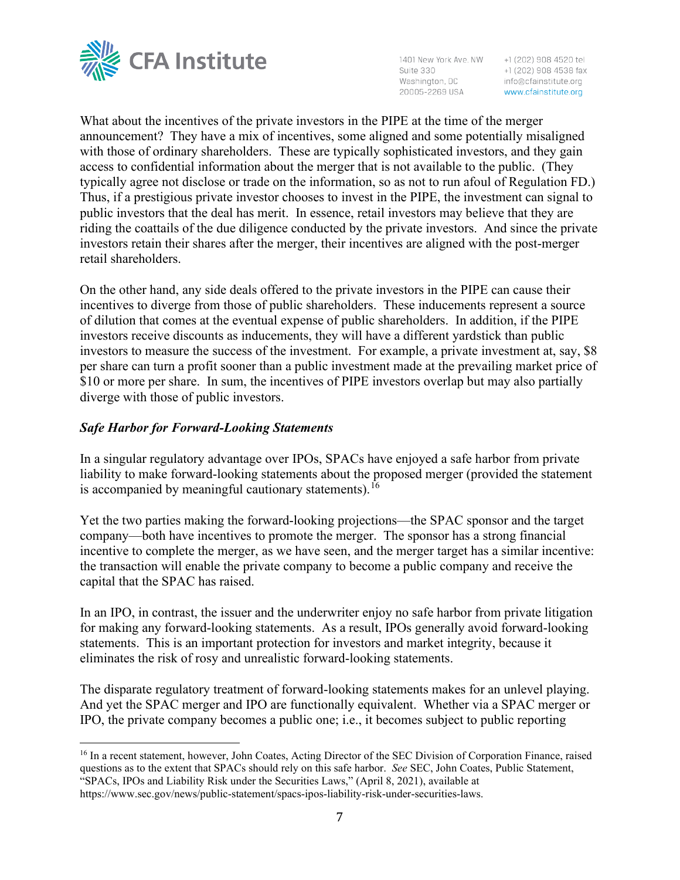What about the incentives of the private investors in the PIPE at the time of the merger announcement? They have a mix of incentives, some aligned and some potentially misaligned with those of ordinary shareholders. These are typically sophisticated investors, and they gain access to confidential information about the merger that is not available to the public. (They typically agree not disclose or trade on the information, so as not to run afoul of Regulation FD.) Thus, if a prestigious private investor chooses to invest in the PIPE, the investment can signal to public investors that the deal has merit. In essence, retail investors may believe that they are riding the coattails of the due diligence conducted by the private investors. And since the private investors retain their shares after the merger, their incentives are aligned with the post-merger retail shareholders.

On the other hand, any side deals offered to the private investors in the PIPE can cause their incentives to diverge from those of public shareholders. These inducements represent a source of dilution that comes at the eventual expense of public shareholders. In addition, if the PIPE investors receive discounts as inducements, they will have a different yardstick than public investors to measure the success of the investment. For example, a private investment at, say, $8 per share can turn a profit sooner than a public investment made at the prevailing market price of $10 or more per share. In sum, the incentives of PIPE investors overlap but may also partially diverge with those of public investors.

***Safe Harbor for Forward-Looking Statements***

In a singular regulatory advantage over IPOs, SPACs have enjoyed a safe harbor from private liability to make forward-looking statements about the proposed merger (provided the statement is accompanied by meaningful cautionary statements).[16]

Yet the two parties making the forward-looking projections—the SPAC sponsor and the target company—both have incentives to promote the merger. The sponsor has a strong financial incentive to complete the merger, as we have seen, and the merger target has a similar incentive: the transaction will enable the private company to become a public company and receive the capital that the SPAC has raised.

In an IPO, in contrast, the issuer and the underwriter enjoy no safe harbor from private litigation for making any forward-looking statements. As a result, IPOs generally avoid forward-looking statements. This is an important protection for investors and market integrity, because it eliminates the risk of rosy and unrealistic forward-looking statements.

The disparate regulatory treatment of forward-looking statements makes for an unlevel playing. And yet the SPAC merger and IPO are functionally equivalent. Whether via a SPAC merger or IPO, the private company becomes a public one; i.e., it becomes subject to public reporting

---

[16] In a recent statement, however, John Coates, Acting Director of the SEC Division of Corporation Finance, raised questions as to the extent that SPACs should rely on this safe harbor. *See* SEC, John Coates, Public Statement, "SPACs, IPOs and Liability Risk under the Securities Laws," (April 8, 2021), available at https://www.sec.gov/news/public-statement/spacs-ipos-liability-risk-under-securities-laws.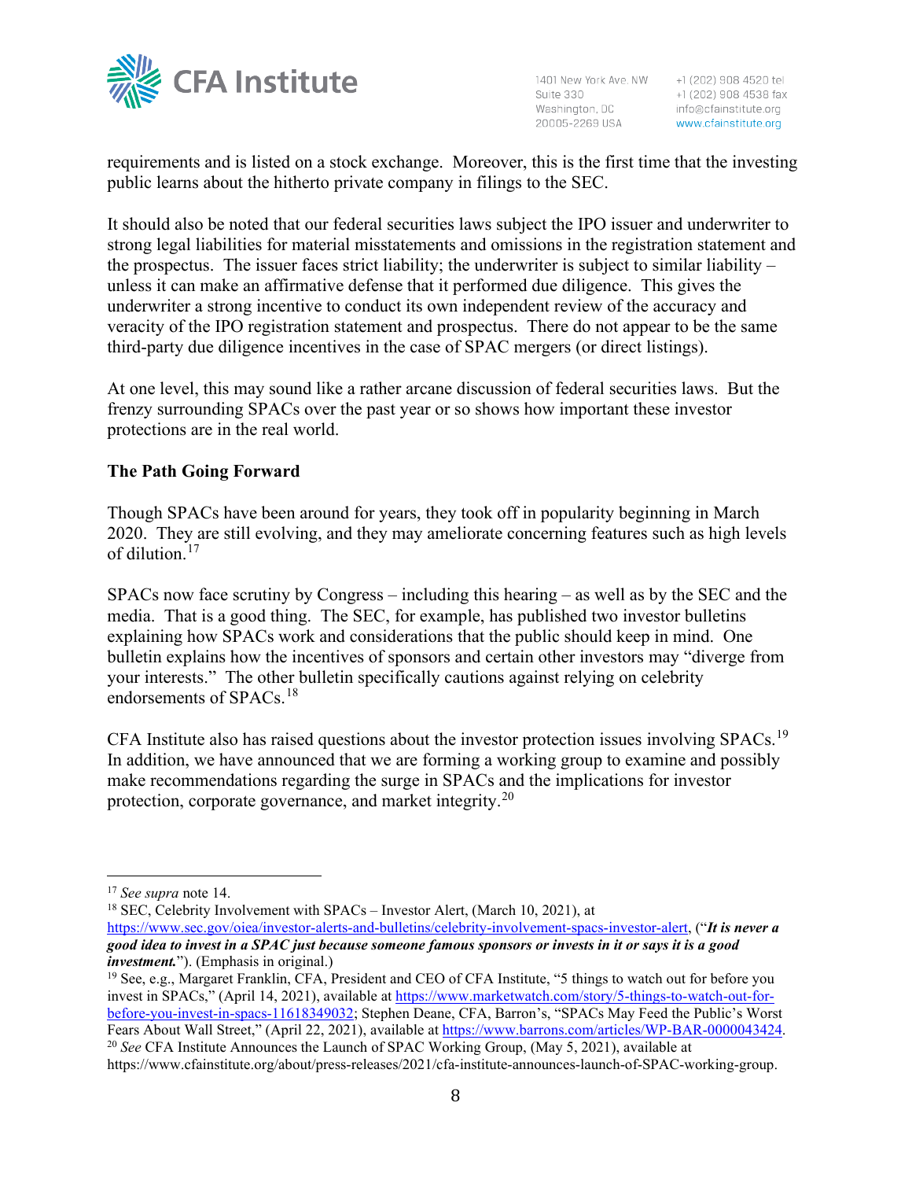requirements and is listed on a stock exchange. Moreover, this is the first time that the investing public learns about the hitherto private company in filings to the SEC.

It should also be noted that our federal securities laws subject the IPO issuer and underwriter to strong legal liabilities for material misstatements and omissions in the registration statement and the prospectus. The issuer faces strict liability; the underwriter is subject to similar liability – unless it can make an affirmative defense that it performed due diligence. This gives the underwriter a strong incentive to conduct its own independent review of the accuracy and veracity of the IPO registration statement and prospectus. There do not appear to be the same third-party due diligence incentives in the case of SPAC mergers (or direct listings).

At one level, this may sound like a rather arcane discussion of federal securities laws. But the frenzy surrounding SPACs over the past year or so shows how important these investor protections are in the real world.

**The Path Going Forward**

Though SPACs have been around for years, they took off in popularity beginning in March 2020. They are still evolving, and they may ameliorate concerning features such as high levels of dilution.[17]

SPACs now face scrutiny by Congress – including this hearing – as well as by the SEC and the media. That is a good thing. The SEC, for example, has published two investor bulletins explaining how SPACs work and considerations that the public should keep in mind. One bulletin explains how the incentives of sponsors and certain other investors may "diverge from your interests." The other bulletin specifically cautions against relying on celebrity endorsements of SPACs.[18]

CFA Institute also has raised questions about the investor protection issues involving SPACs.[19] In addition, we have announced that we are forming a working group to examine and possibly make recommendations regarding the surge in SPACs and the implications for investor protection, corporate governance, and market integrity.[20]

---

[17] *See supra* note 14.

[18] SEC, Celebrity Involvement with SPACs – Investor Alert, (March 10, 2021), at https://www.sec.gov/oiea/investor-alerts-and-bulletins/celebrity-involvement-spacs-investor-alert, ("***It is never a good idea to invest in a SPAC just because someone famous sponsors or invests in it or says it is a good investment.***"). (Emphasis in original.)

[19] See, e.g., Margaret Franklin, CFA, President and CEO of CFA Institute, "5 things to watch out for before you invest in SPACs," (April 14, 2021), available at https://www.marketwatch.com/story/5-things-to-watch-out-for-before-you-invest-in-spacs-11618349032; Stephen Deane, CFA, Barron's, "SPACs May Feed the Public's Worst Fears About Wall Street," (April 22, 2021), available at https://www.barrons.com/articles/WP-BAR-0000043424.

[20] *See* CFA Institute Announces the Launch of SPAC Working Group, (May 5, 2021), available at https://www.cfainstitute.org/about/press-releases/2021/cfa-institute-announces-launch-of-SPAC-working-group.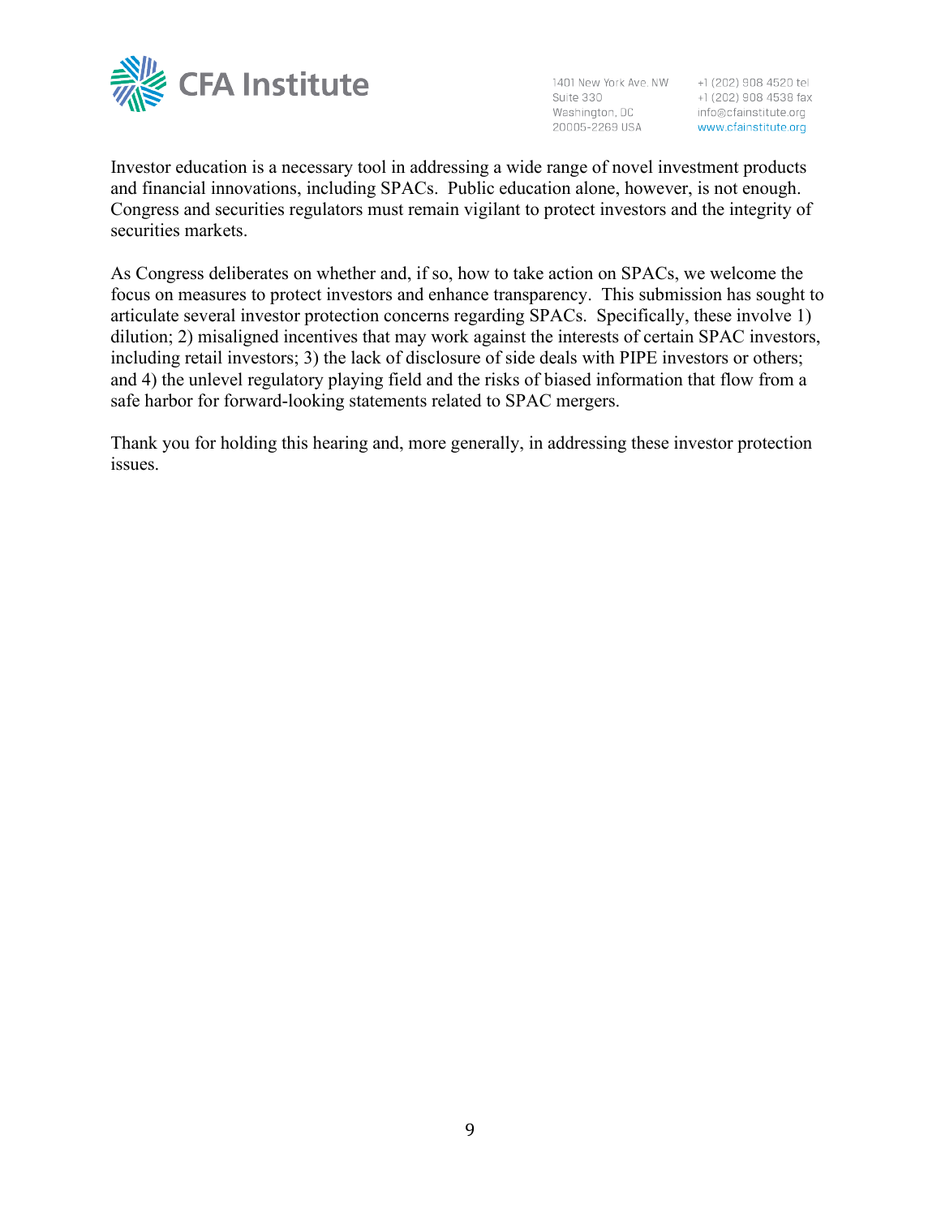Investor education is a necessary tool in addressing a wide range of novel investment products and financial innovations, including SPACs. Public education alone, however, is not enough. Congress and securities regulators must remain vigilant to protect investors and the integrity of securities markets.

As Congress deliberates on whether and, if so, how to take action on SPACs, we welcome the focus on measures to protect investors and enhance transparency. This submission has sought to articulate several investor protection concerns regarding SPACs. Specifically, these involve 1) dilution; 2) misaligned incentives that may work against the interests of certain SPAC investors, including retail investors; 3) the lack of disclosure of side deals with PIPE investors or others; and 4) the unlevel regulatory playing field and the risks of biased information that flow from a safe harbor for forward-looking statements related to SPAC mergers.

Thank you for holding this hearing and, more generally, in addressing these investor protection issues.